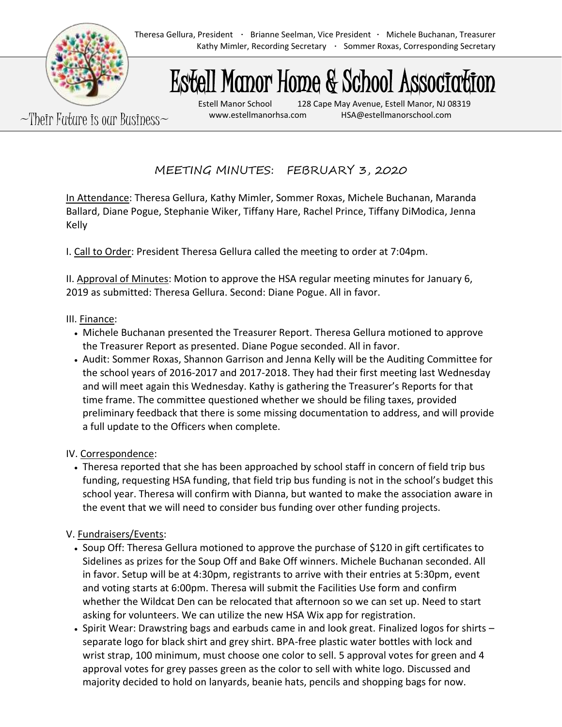Theresa Gellura, President · Brianne Seelman, Vice President · Michele Buchanan, Treasurer
Kathy Mimler, Recording Secretary · Sommer Roxas, Corresponding Secretary

# Estell Manor Home & School Association

Estell Manor School 128 Cape May Avenue, Estell Manor, NJ 08319
www.estellmanorhsa.com HSA@estellmanorschool.com

~Their Future is our Business~

## MEETING MINUTES: FEBRUARY 3, 2020

In Attendance: Theresa Gellura, Kathy Mimler, Sommer Roxas, Michele Buchanan, Maranda Ballard, Diane Pogue, Stephanie Wiker, Tiffany Hare, Rachel Prince, Tiffany DiModica, Jenna Kelly

I. Call to Order: President Theresa Gellura called the meeting to order at 7:04pm.

II. Approval of Minutes: Motion to approve the HSA regular meeting minutes for January 6, 2019 as submitted: Theresa Gellura. Second: Diane Pogue. All in favor.

III. Finance:

- Michele Buchanan presented the Treasurer Report. Theresa Gellura motioned to approve the Treasurer Report as presented. Diane Pogue seconded. All in favor.
- Audit: Sommer Roxas, Shannon Garrison and Jenna Kelly will be the Auditing Committee for the school years of 2016-2017 and 2017-2018. They had their first meeting last Wednesday and will meet again this Wednesday. Kathy is gathering the Treasurer's Reports for that time frame. The committee questioned whether we should be filing taxes, provided preliminary feedback that there is some missing documentation to address, and will provide a full update to the Officers when complete.

IV. Correspondence:

- Theresa reported that she has been approached by school staff in concern of field trip bus funding, requesting HSA funding, that field trip bus funding is not in the school's budget this school year. Theresa will confirm with Dianna, but wanted to make the association aware in the event that we will need to consider bus funding over other funding projects.

V. Fundraisers/Events:

- Soup Off: Theresa Gellura motioned to approve the purchase of $120 in gift certificates to Sidelines as prizes for the Soup Off and Bake Off winners. Michele Buchanan seconded. All in favor. Setup will be at 4:30pm, registrants to arrive with their entries at 5:30pm, event and voting starts at 6:00pm. Theresa will submit the Facilities Use form and confirm whether the Wildcat Den can be relocated that afternoon so we can set up. Need to start asking for volunteers. We can utilize the new HSA Wix app for registration.
- Spirit Wear: Drawstring bags and earbuds came in and look great. Finalized logos for shirts – separate logo for black shirt and grey shirt. BPA-free plastic water bottles with lock and wrist strap, 100 minimum, must choose one color to sell. 5 approval votes for green and 4 approval votes for grey passes green as the color to sell with white logo. Discussed and majority decided to hold on lanyards, beanie hats, pencils and shopping bags for now.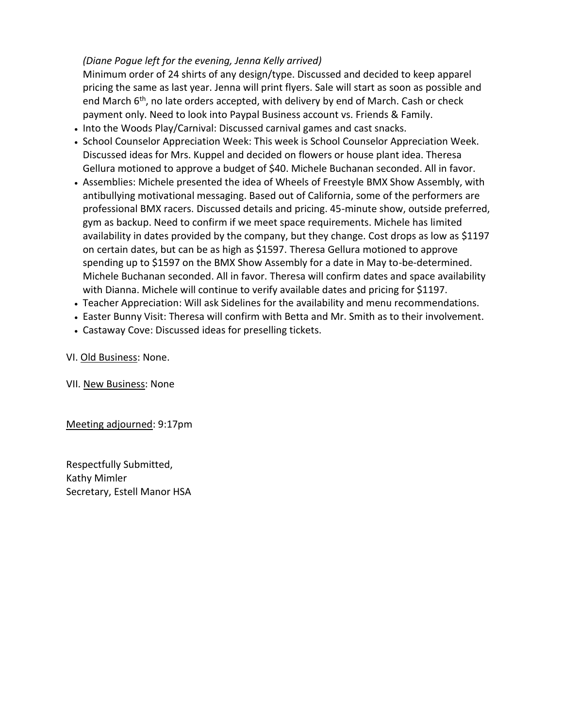*(Diane Pogue left for the evening, Jenna Kelly arrived)*
Minimum order of 24 shirts of any design/type. Discussed and decided to keep apparel pricing the same as last year. Jenna will print flyers. Sale will start as soon as possible and end March 6th, no late orders accepted, with delivery by end of March. Cash or check payment only. Need to look into Paypal Business account vs. Friends & Family.

- Into the Woods Play/Carnival: Discussed carnival games and cast snacks.
- School Counselor Appreciation Week: This week is School Counselor Appreciation Week. Discussed ideas for Mrs. Kuppel and decided on flowers or house plant idea. Theresa Gellura motioned to approve a budget of $40. Michele Buchanan seconded. All in favor.
- Assemblies: Michele presented the idea of Wheels of Freestyle BMX Show Assembly, with antibullying motivational messaging. Based out of California, some of the performers are professional BMX racers. Discussed details and pricing. 45-minute show, outside preferred, gym as backup. Need to confirm if we meet space requirements. Michele has limited availability in dates provided by the company, but they change. Cost drops as low as $1197 on certain dates, but can be as high as $1597. Theresa Gellura motioned to approve spending up to $1597 on the BMX Show Assembly for a date in May to-be-determined. Michele Buchanan seconded. All in favor. Theresa will confirm dates and space availability with Dianna. Michele will continue to verify available dates and pricing for $1197.
- Teacher Appreciation: Will ask Sidelines for the availability and menu recommendations.
- Easter Bunny Visit: Theresa will confirm with Betta and Mr. Smith as to their involvement.
- Castaway Cove: Discussed ideas for preselling tickets.

VI. Old Business: None.

VII. New Business: None

Meeting adjourned: 9:17pm

Respectfully Submitted,
Kathy Mimler
Secretary, Estell Manor HSA